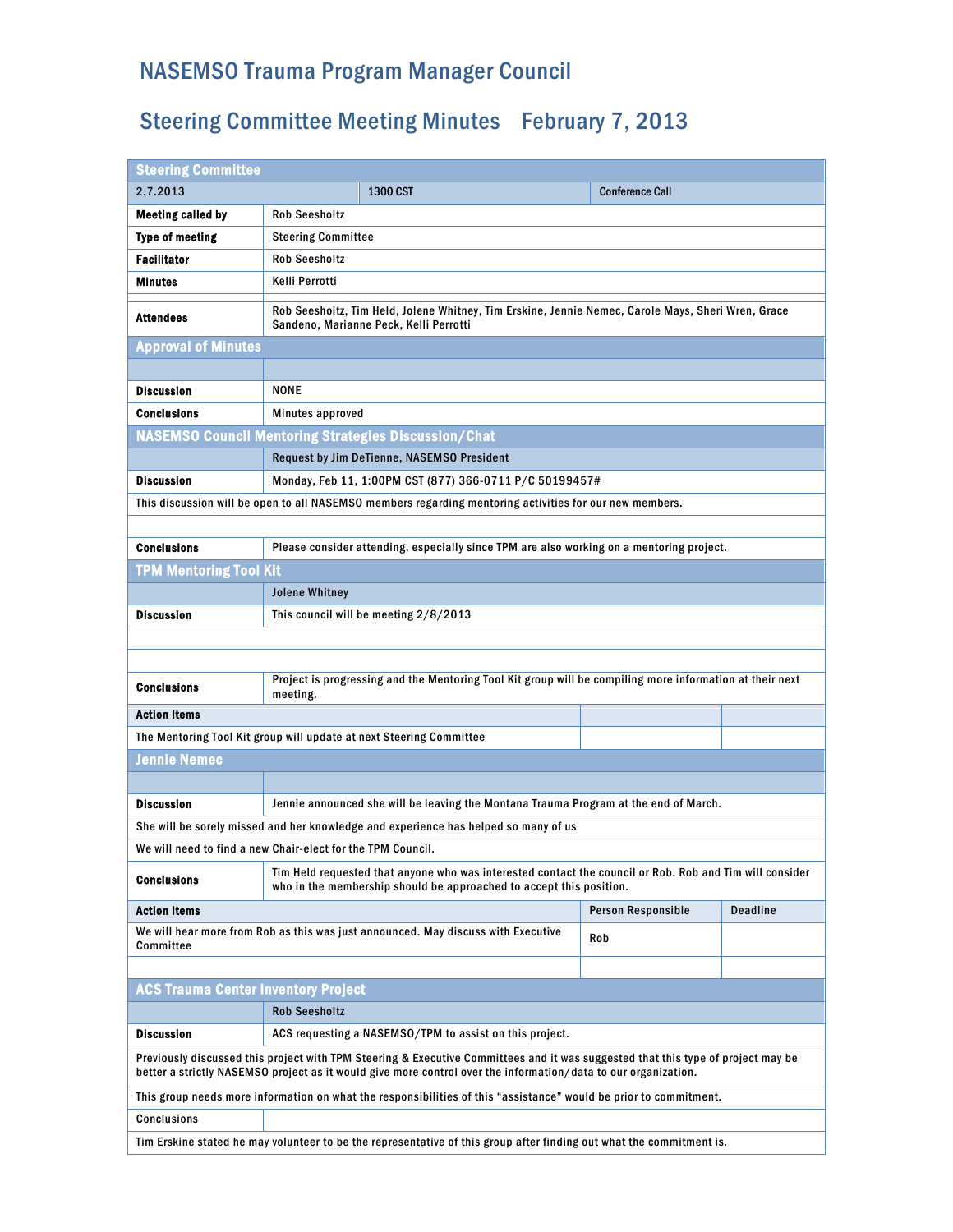# NASEMSO Trauma Program Manager Council

## Steering Committee Meeting Minutes February 7, 2013

| Steering Committee | | | |
|---|---|---|---|
| 2.7.2013 | 1300 CST | Conference Call | |
| **Meeting called by** | Rob Seesholtz | | |
| **Type of meeting** | Steering Committee | | |
| **Facilitator** | Rob Seesholtz | | |
| **Minutes** | Kelli Perrotti | | |
| **Attendees** | Rob Seesholtz, Tim Held, Jolene Whitney, Tim Erskine, Jennie Nemec, Carole Mays, Sheri Wren, Grace Sandeno, Marianne Peck, Kelli Perrotti | | |

| Approval of Minutes | |
|---|---|
| **Discussion** | NONE |
| **Conclusions** | Minutes approved |

| NASEMSO Council Mentoring Strategies Discussion/Chat | |
|---|---|
| | Request by Jim DeTienne, NASEMSO President |
| **Discussion** | Monday, Feb 11, 1:00PM CST (877) 366-0711 P/C 50199457# |
| This discussion will be open to all NASEMSO members regarding mentoring activities for our new members. | |
| **Conclusions** | Please consider attending, especially since TPM are also working on a mentoring project. |

| TPM Mentoring Tool Kit | | | |
|---|---|---|---|
| | Jolene Whitney | | |
| **Discussion** | This council will be meeting 2/8/2013 | | |
| **Conclusions** | Project is progressing and the Mentoring Tool Kit group will be compiling more information at their next meeting. | | |
| **Action Items** | | | |
| The Mentoring Tool Kit group will update at next Steering Committee | | | |

| Jennie Nemec | | | |
|---|---|---|---|
| **Discussion** | Jennie announced she will be leaving the Montana Trauma Program at the end of March. | | |
| She will be sorely missed and her knowledge and experience has helped so many of us | | | |
| We will need to find a new Chair-elect for the TPM Council. | | | |
| **Conclusions** | Tim Held requested that anyone who was interested contact the council or Rob. Rob and Tim will consider who in the membership should be approached to accept this position. | | |
| **Action Items** | | **Person Responsible** | **Deadline** |
| We will hear more from Rob as this was just announced. May discuss with Executive Committee | | Rob | |

| ACS Trauma Center Inventory Project | |
|---|---|
| | Rob Seesholtz |
| **Discussion** | ACS requesting a NASEMSO/TPM to assist on this project. |
| Previously discussed this project with TPM Steering & Executive Committees and it was suggested that this type of project may be better a strictly NASEMSO project as it would give more control over the information/data to our organization. | |
| This group needs more information on what the responsibilities of this "assistance" would be prior to commitment. | |
| Conclusions | |
| Tim Erskine stated he may volunteer to be the representative of this group after finding out what the commitment is. | |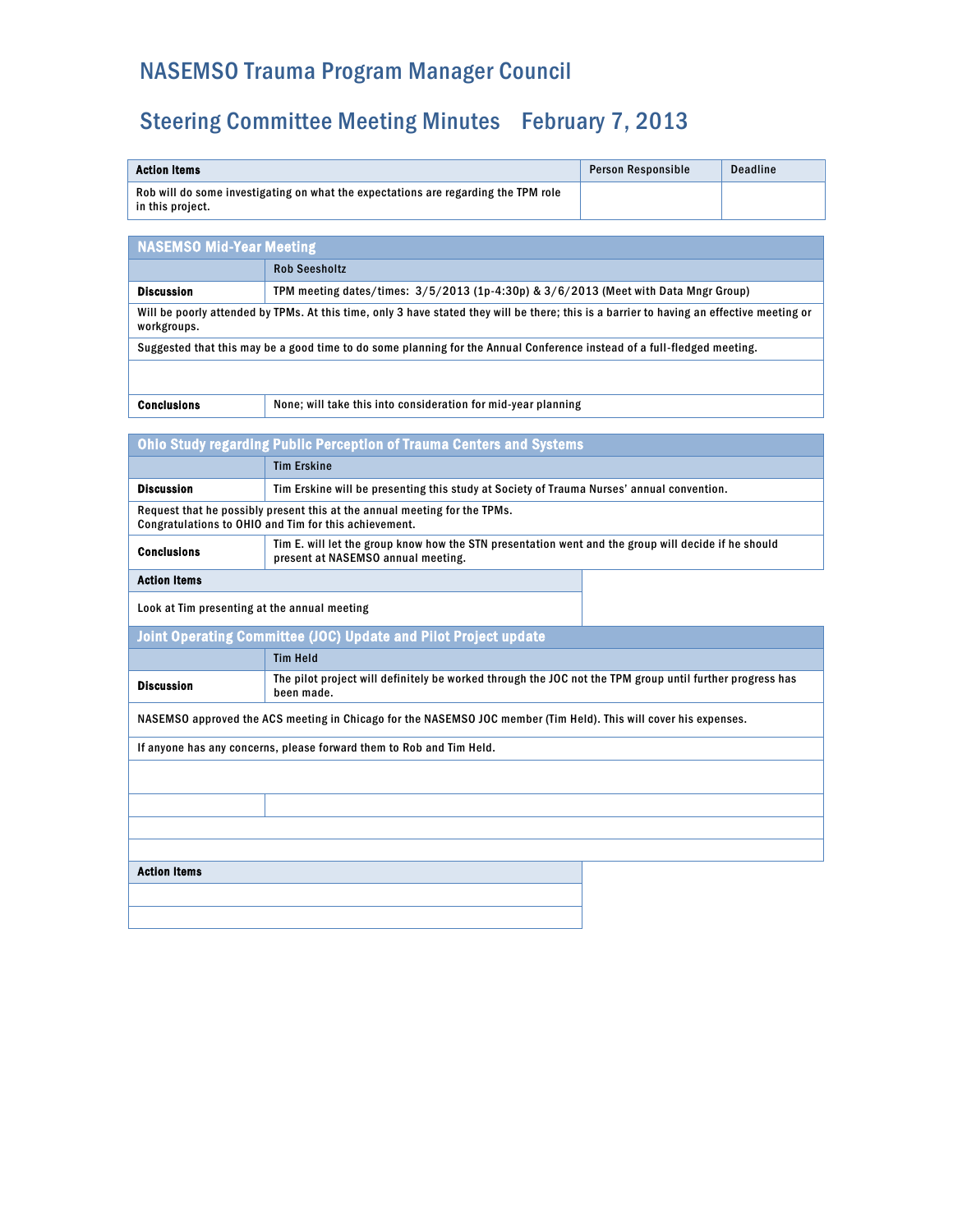# NASEMSO Trauma Program Manager Council

## Steering Committee Meeting Minutes February 7, 2013

| Action Items | Person Responsible | Deadline |
|---|---|---|
| Rob will do some investigating on what the expectations are regarding the TPM role in this project. | | |

### NASEMSO Mid-Year Meeting

| | Rob Seesholtz |
|---|---|
| **Discussion** | TPM meeting dates/times: 3/5/2013 (1p-4:30p) & 3/6/2013 (Meet with Data Mngr Group) |
| Will be poorly attended by TPMs. At this time, only 3 have stated they will be there; this is a barrier to having an effective meeting or workgroups. | |
| Suggested that this may be a good time to do some planning for the Annual Conference instead of a full-fledged meeting. | |
| | |
| **Conclusions** | None; will take this into consideration for mid-year planning |

### Ohio Study regarding Public Perception of Trauma Centers and Systems

| | Tim Erskine |
|---|---|
| **Discussion** | Tim Erskine will be presenting this study at Society of Trauma Nurses' annual convention. |
| Request that he possibly present this at the annual meeting for the TPMs.<br>Congratulations to OHIO and Tim for this achievement. | |
| **Conclusions** | Tim E. will let the group know how the STN presentation went and the group will decide if he should present at NASEMSO annual meeting. |

| Action Items |
|---|
| Look at Tim presenting at the annual meeting |

### Joint Operating Committee (JOC) Update and Pilot Project update

| | Tim Held |
|---|---|
| **Discussion** | The pilot project will definitely be worked through the JOC not the TPM group until further progress has been made. |
| NASEMSO approved the ACS meeting in Chicago for the NASEMSO JOC member (Tim Held). This will cover his expenses. | |
| If anyone has any concerns, please forward them to Rob and Tim Held. | |
| | |
| | |
| | |
| | |

| Action Items |
|---|
| |
| |